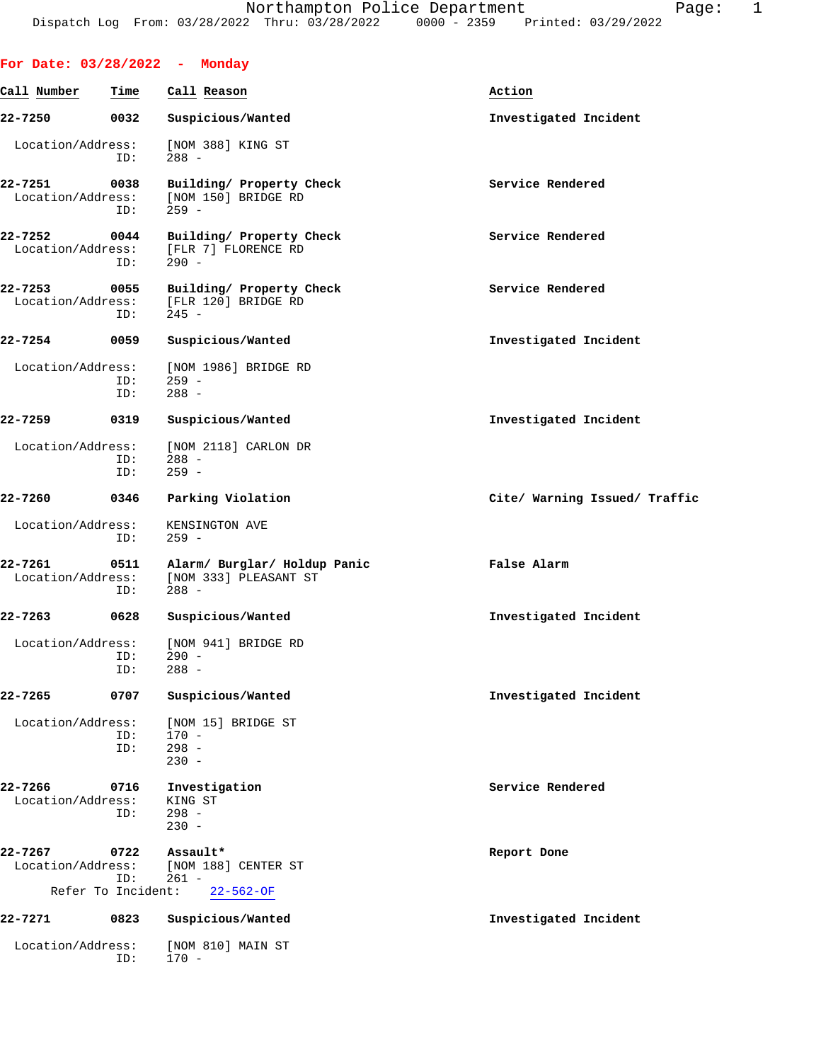Northampton Police Department
Dispatch Log From: 03/28/2022 Thru: 03/28/2022 0000 - 2359 Printed: 03/29/2022

**For Date: 03/28/2022 - Monday**

| Call Number | Time | Call Reason | Action |
|---|---|---|---|
| **22-7250** | **0032** | **Suspicious/Wanted** | **Investigated Incident** |

Location/Address: [NOM 388] KING ST
ID: 288 -

| | | | |
|---|---|---|---|
| **22-7251** | **0038** | **Building/ Property Check** | **Service Rendered** |

Location/Address: [NOM 150] BRIDGE RD
ID: 259 -

| | | | |
|---|---|---|---|
| **22-7252** | **0044** | **Building/ Property Check** | **Service Rendered** |

Location/Address: [FLR 7] FLORENCE RD
ID: 290 -

| | | | |
|---|---|---|---|
| **22-7253** | **0055** | **Building/ Property Check** | **Service Rendered** |

Location/Address: [FLR 120] BRIDGE RD
ID: 245 -

| | | | |
|---|---|---|---|
| **22-7254** | **0059** | **Suspicious/Wanted** | **Investigated Incident** |

Location/Address: [NOM 1986] BRIDGE RD
ID: 259 -
ID: 288 -

| | | | |
|---|---|---|---|
| **22-7259** | **0319** | **Suspicious/Wanted** | **Investigated Incident** |

Location/Address: [NOM 2118] CARLON DR
ID: 288 -
ID: 259 -

| | | | |
|---|---|---|---|
| **22-7260** | **0346** | **Parking Violation** | **Cite/ Warning Issued/ Traffic** |

Location/Address: KENSINGTON AVE
ID: 259 -

| | | | |
|---|---|---|---|
| **22-7261** | **0511** | **Alarm/ Burglar/ Holdup Panic** | **False Alarm** |

Location/Address: [NOM 333] PLEASANT ST
ID: 288 -

| | | | |
|---|---|---|---|
| **22-7263** | **0628** | **Suspicious/Wanted** | **Investigated Incident** |

Location/Address: [NOM 941] BRIDGE RD
ID: 290 -
ID: 288 -

| | | | |
|---|---|---|---|
| **22-7265** | **0707** | **Suspicious/Wanted** | **Investigated Incident** |

Location/Address: [NOM 15] BRIDGE ST
ID: 170 -
ID: 298 -
230 -

| | | | |
|---|---|---|---|
| **22-7266** | **0716** | **Investigation** | **Service Rendered** |

Location/Address: KING ST
ID: 298 -
230 -

| | | | |
|---|---|---|---|
| **22-7267** | **0722** | **Assault*** | **Report Done** |

Location/Address: [NOM 188] CENTER ST
ID: 261 -
Refer To Incident: 22-562-OF

| | | | |
|---|---|---|---|
| **22-7271** | **0823** | **Suspicious/Wanted** | **Investigated Incident** |

Location/Address: [NOM 810] MAIN ST
ID: 170 -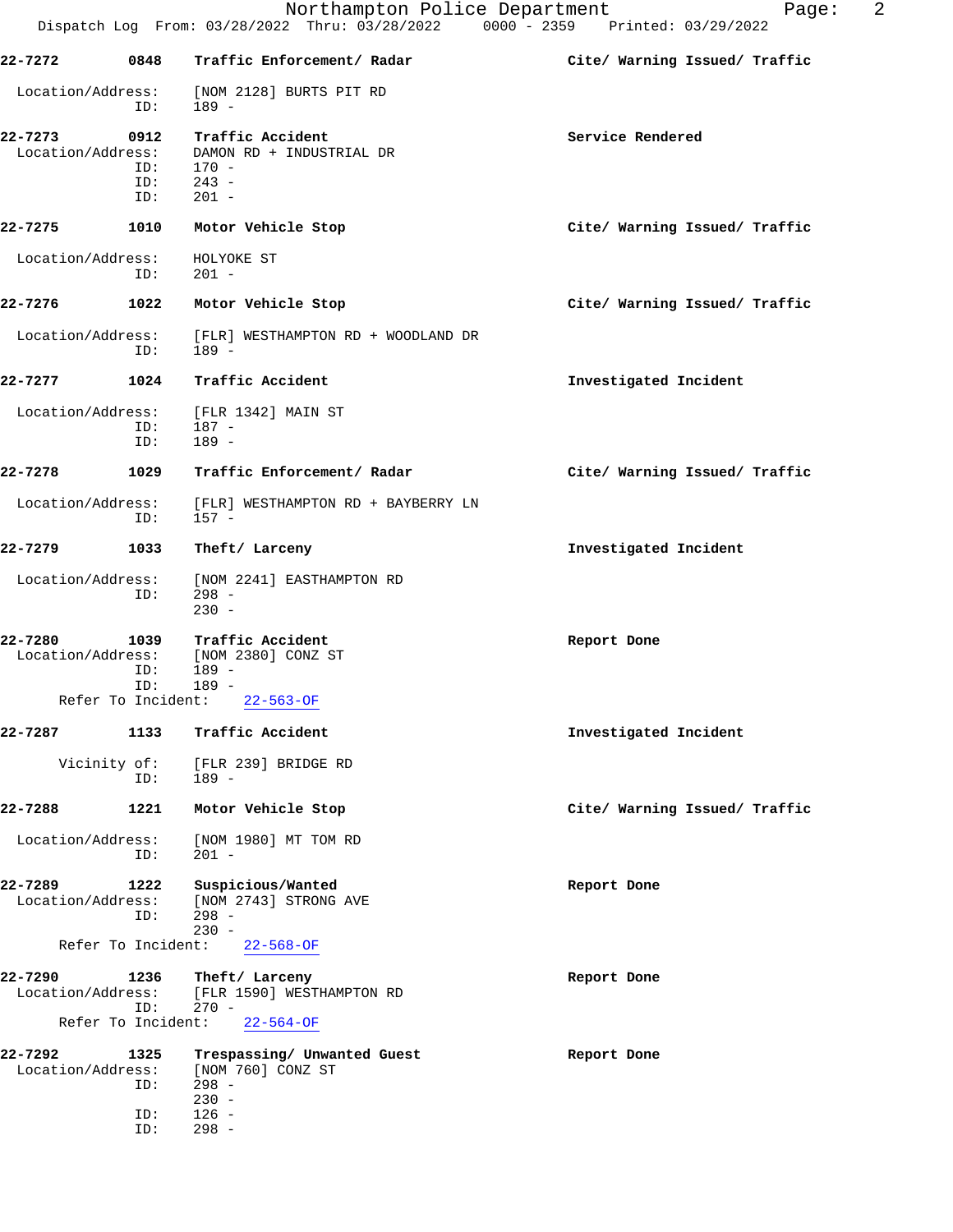22-7272 0848 Traffic Enforcement/ Radar — Cite/ Warning Issued/ Traffic

Location/Address: [NOM 2128] BURTS PIT RD
ID: 189 -

22-7273 0912 Traffic Accident — Service Rendered

Location/Address: DAMON RD + INDUSTRIAL DR
ID: 170 -
ID: 243 -
ID: 201 -

22-7275 1010 Motor Vehicle Stop — Cite/ Warning Issued/ Traffic

Location/Address: HOLYOKE ST
ID: 201 -

22-7276 1022 Motor Vehicle Stop — Cite/ Warning Issued/ Traffic

Location/Address: [FLR] WESTHAMPTON RD + WOODLAND DR
ID: 189 -

22-7277 1024 Traffic Accident — Investigated Incident

Location/Address: [FLR 1342] MAIN ST
ID: 187 -
ID: 189 -

22-7278 1029 Traffic Enforcement/ Radar — Cite/ Warning Issued/ Traffic

Location/Address: [FLR] WESTHAMPTON RD + BAYBERRY LN
ID: 157 -

22-7279 1033 Theft/ Larceny — Investigated Incident

Location/Address: [NOM 2241] EASTHAMPTON RD
ID: 298 -
230 -

22-7280 1039 Traffic Accident — Report Done

Location/Address: [NOM 2380] CONZ ST
ID: 189 -
ID: 189 -
Refer To Incident: 22-563-OF

22-7287 1133 Traffic Accident — Investigated Incident

Vicinity of: [FLR 239] BRIDGE RD
ID: 189 -

22-7288 1221 Motor Vehicle Stop — Cite/ Warning Issued/ Traffic

Location/Address: [NOM 1980] MT TOM RD
ID: 201 -

22-7289 1222 Suspicious/Wanted — Report Done

Location/Address: [NOM 2743] STRONG AVE
ID: 298 -
230 -
Refer To Incident: 22-568-OF

22-7290 1236 Theft/ Larceny — Report Done

Location/Address: [FLR 1590] WESTHAMPTON RD
ID: 270 -
Refer To Incident: 22-564-OF

22-7292 1325 Trespassing/ Unwanted Guest — Report Done

Location/Address: [NOM 760] CONZ ST
ID: 298 -
230 -
ID: 126 -
ID: 298 -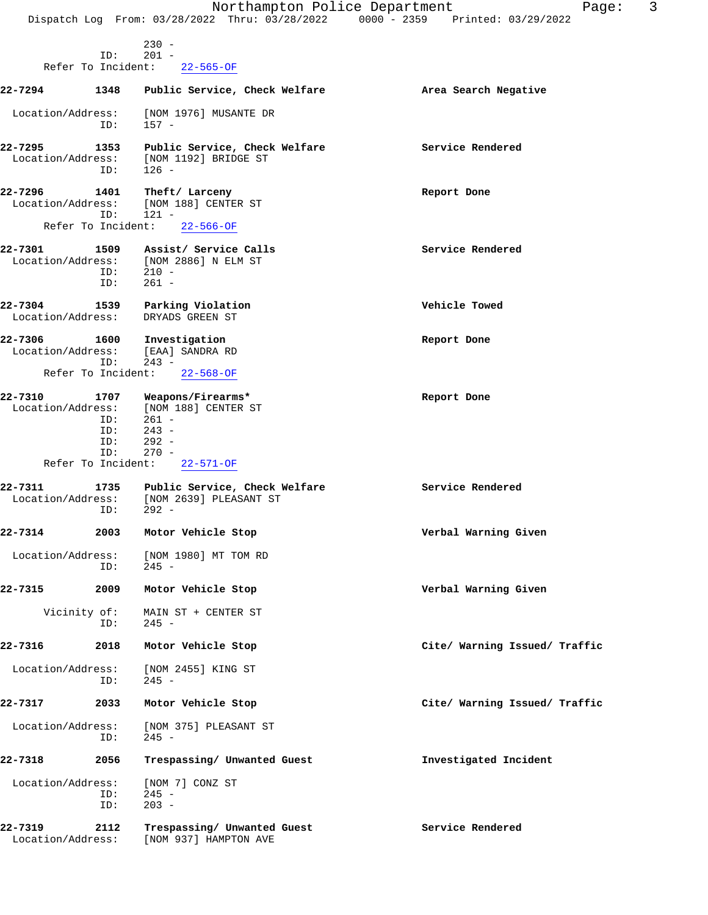230 -
ID: 201 -
Refer To Incident: 22-565-OF

**22-7294** **1348** **Public Service, Check Welfare** **Area Search Negative**

Location/Address: [NOM 1976] MUSANTE DR
ID: 157 -

**22-7295** **1353** **Public Service, Check Welfare** **Service Rendered**
Location/Address: [NOM 1192] BRIDGE ST
ID: 126 -

**22-7296** **1401** **Theft/ Larceny** **Report Done**
Location/Address: [NOM 188] CENTER ST
ID: 121 -
Refer To Incident: 22-566-OF

**22-7301** **1509** **Assist/ Service Calls** **Service Rendered**
Location/Address: [NOM 2886] N ELM ST
ID: 210 -
ID: 261 -

**22-7304** **1539** **Parking Violation** **Vehicle Towed**
Location/Address: DRYADS GREEN ST

**22-7306** **1600** **Investigation** **Report Done**
Location/Address: [EAA] SANDRA RD
ID: 243 -
Refer To Incident: 22-568-OF

**22-7310** **1707** **Weapons/Firearms*** **Report Done**
Location/Address: [NOM 188] CENTER ST
ID: 261 -
ID: 243 -
ID: 292 -
ID: 270 -
Refer To Incident: 22-571-OF

**22-7311** **1735** **Public Service, Check Welfare** **Service Rendered**
Location/Address: [NOM 2639] PLEASANT ST
ID: 292 -

**22-7314** **2003** **Motor Vehicle Stop** **Verbal Warning Given**

Location/Address: [NOM 1980] MT TOM RD
ID: 245 -

**22-7315** **2009** **Motor Vehicle Stop** **Verbal Warning Given**

Vicinity of: MAIN ST + CENTER ST
ID: 245 -

**22-7316** **2018** **Motor Vehicle Stop** **Cite/ Warning Issued/ Traffic**

Location/Address: [NOM 2455] KING ST
ID: 245 -

**22-7317** **2033** **Motor Vehicle Stop** **Cite/ Warning Issued/ Traffic**

Location/Address: [NOM 375] PLEASANT ST
ID: 245 -

**22-7318** **2056** **Trespassing/ Unwanted Guest** **Investigated Incident**

Location/Address: [NOM 7] CONZ ST
ID: 245 -
ID: 203 -

**22-7319** **2112** **Trespassing/ Unwanted Guest** **Service Rendered**
Location/Address: [NOM 937] HAMPTON AVE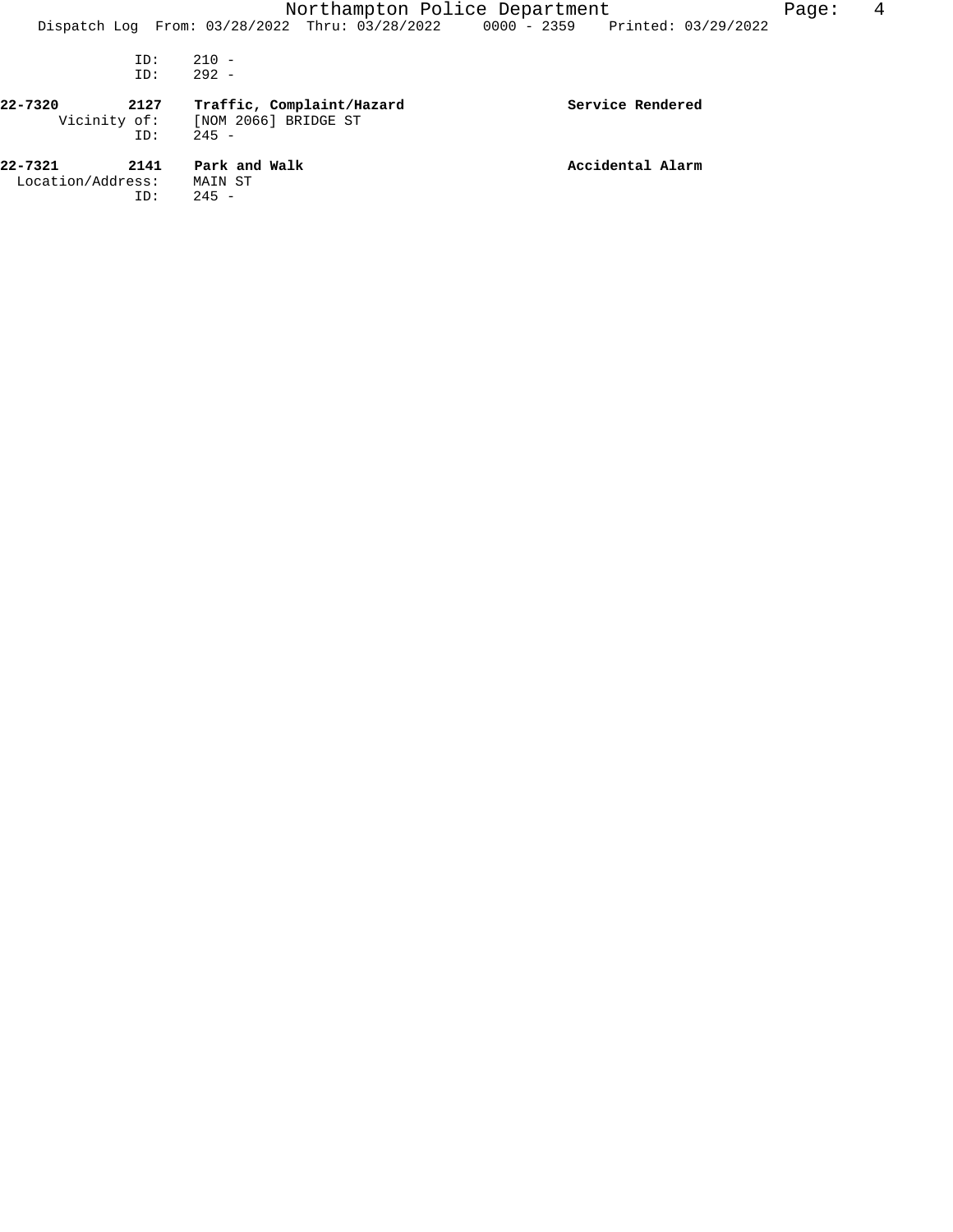ID: 210 -
ID: 292 -

**22-7320 2127 Traffic, Complaint/Hazard** **Service Rendered**
Vicinity of: [NOM 2066] BRIDGE ST
ID: 245 -

**22-7321 2141 Park and Walk** **Accidental Alarm**
Location/Address: MAIN ST
ID: 245 -